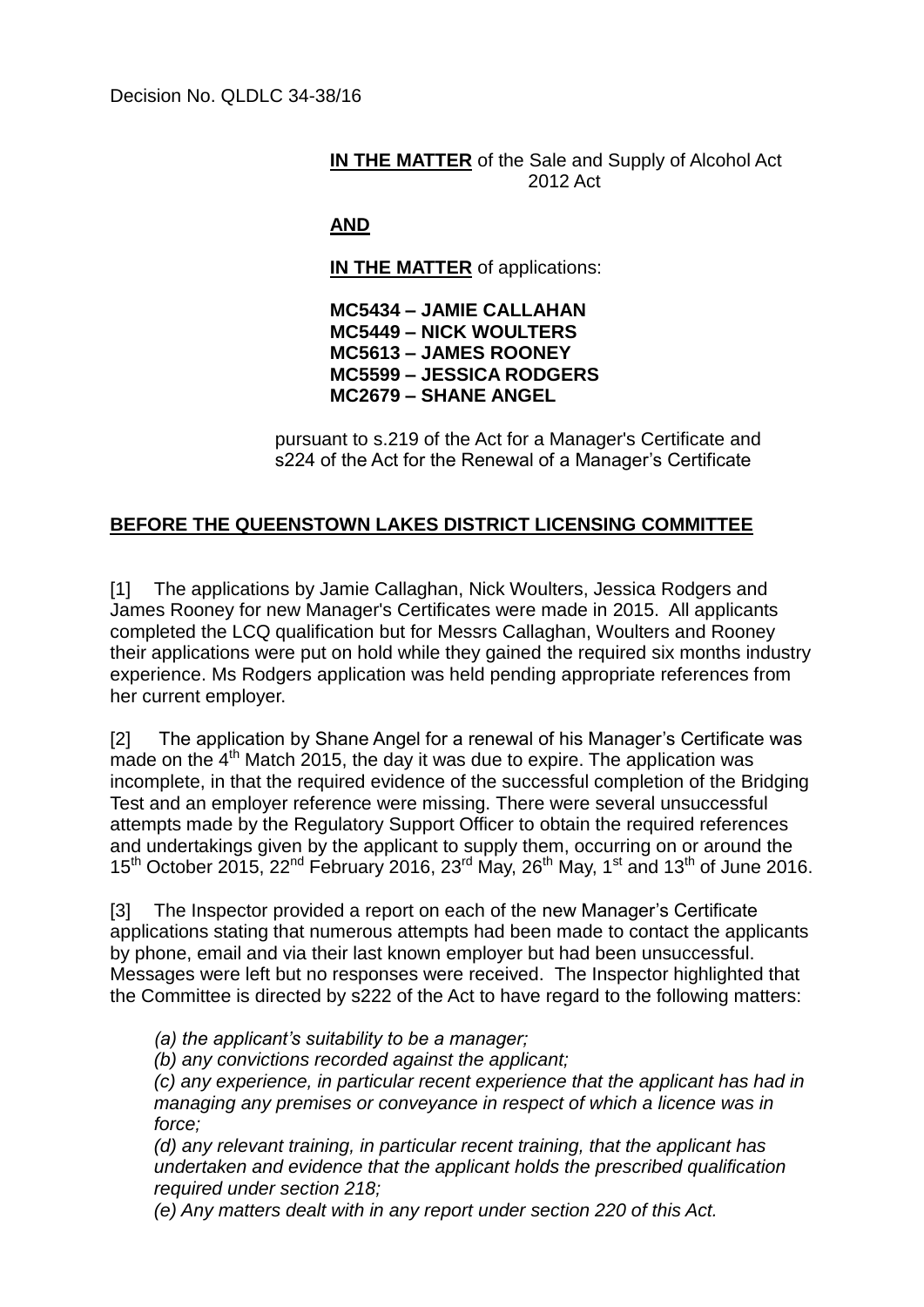Decision No. QLDLC 34-38/16

**IN THE MATTER** of the Sale and Supply of Alcohol Act 2012 Act

**AND**

**IN THE MATTER** of applications:

**MC5434 – JAMIE CALLAHAN**
**MC5449 – NICK WOULTERS**
**MC5613 – JAMES ROONEY**
**MC5599 – JESSICA RODGERS**
**MC2679 – SHANE ANGEL**

pursuant to s.219 of the Act for a Manager's Certificate and s224 of the Act for the Renewal of a Manager's Certificate

**BEFORE THE QUEENSTOWN LAKES DISTRICT LICENSING COMMITTEE**

[1] The applications by Jamie Callaghan, Nick Woulters, Jessica Rodgers and James Rooney for new Manager's Certificates were made in 2015. All applicants completed the LCQ qualification but for Messrs Callaghan, Woulters and Rooney their applications were put on hold while they gained the required six months industry experience. Ms Rodgers application was held pending appropriate references from her current employer.

[2] The application by Shane Angel for a renewal of his Manager's Certificate was made on the 4th Match 2015, the day it was due to expire. The application was incomplete, in that the required evidence of the successful completion of the Bridging Test and an employer reference were missing. There were several unsuccessful attempts made by the Regulatory Support Officer to obtain the required references and undertakings given by the applicant to supply them, occurring on or around the 15th October 2015, 22nd February 2016, 23rd May, 26th May, 1st and 13th of June 2016.

[3] The Inspector provided a report on each of the new Manager's Certificate applications stating that numerous attempts had been made to contact the applicants by phone, email and via their last known employer but had been unsuccessful. Messages were left but no responses were received. The Inspector highlighted that the Committee is directed by s222 of the Act to have regard to the following matters:

*(a) the applicant's suitability to be a manager;*

*(b) any convictions recorded against the applicant;*

*(c) any experience, in particular recent experience that the applicant has had in managing any premises or conveyance in respect of which a licence was in force;*

*(d) any relevant training, in particular recent training, that the applicant has undertaken and evidence that the applicant holds the prescribed qualification required under section 218;*

*(e) Any matters dealt with in any report under section 220 of this Act.*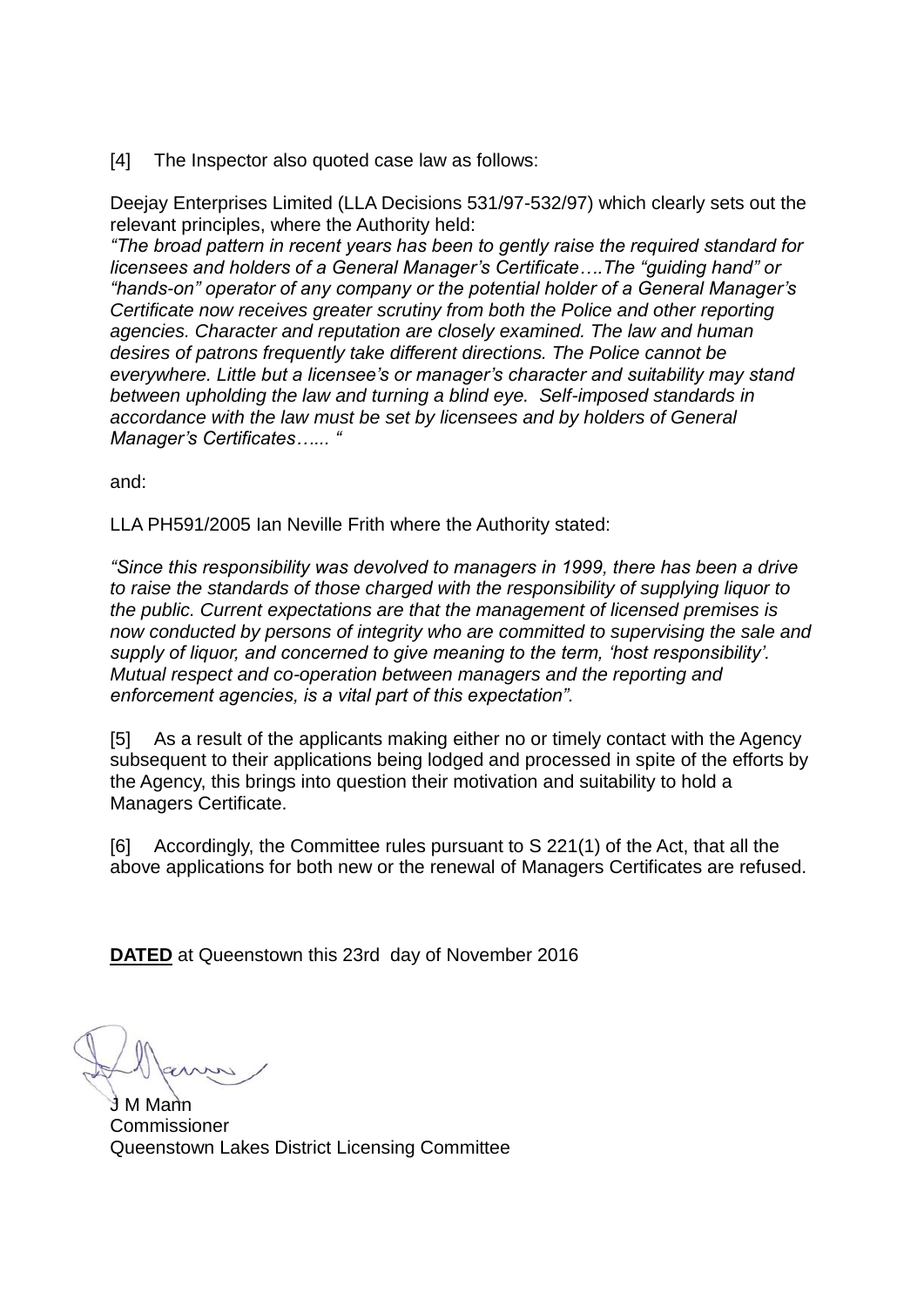[4] The Inspector also quoted case law as follows:

Deejay Enterprises Limited (LLA Decisions 531/97-532/97) which clearly sets out the relevant principles, where the Authority held:

*"The broad pattern in recent years has been to gently raise the required standard for licensees and holders of a General Manager's Certificate….The "guiding hand" or "hands-on" operator of any company or the potential holder of a General Manager's Certificate now receives greater scrutiny from both the Police and other reporting agencies. Character and reputation are closely examined. The law and human desires of patrons frequently take different directions. The Police cannot be everywhere. Little but a licensee's or manager's character and suitability may stand between upholding the law and turning a blind eye. Self-imposed standards in accordance with the law must be set by licensees and by holders of General Manager's Certificates…... "*

and:

LLA PH591/2005 Ian Neville Frith where the Authority stated:

*"Since this responsibility was devolved to managers in 1999, there has been a drive to raise the standards of those charged with the responsibility of supplying liquor to the public. Current expectations are that the management of licensed premises is now conducted by persons of integrity who are committed to supervising the sale and supply of liquor, and concerned to give meaning to the term, 'host responsibility'. Mutual respect and co-operation between managers and the reporting and enforcement agencies, is a vital part of this expectation".*

[5] As a result of the applicants making either no or timely contact with the Agency subsequent to their applications being lodged and processed in spite of the efforts by the Agency, this brings into question their motivation and suitability to hold a Managers Certificate.

[6] Accordingly, the Committee rules pursuant to S 221(1) of the Act, that all the above applications for both new or the renewal of Managers Certificates are refused.

**DATED** at Queenstown this 23rd day of November 2016

J M Mann
Commissioner
Queenstown Lakes District Licensing Committee